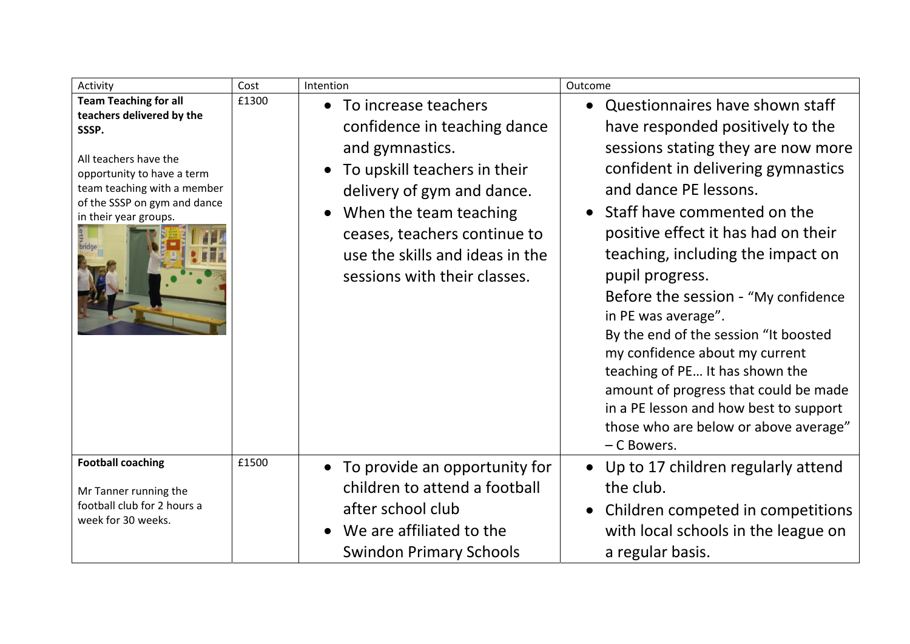| Activity | Cost | Intention | Outcome |
|---|---|---|---|
| **Team Teaching for all teachers delivered by the SSSP.**<br><br>All teachers have the opportunity to have a term team teaching with a member of the SSSP on gym and dance in their year groups. | £1300 | • To increase teachers confidence in teaching dance and gymnastics.<br>• To upskill teachers in their delivery of gym and dance.<br>• When the team teaching ceases, teachers continue to use the skills and ideas in the sessions with their classes. | • Questionnaires have shown staff have responded positively to the sessions stating they are now more confident in delivering gymnastics and dance PE lessons.<br>• Staff have commented on the positive effect it has had on their teaching, including the impact on pupil progress.<br>Before the session - "My confidence in PE was average".<br>By the end of the session "It boosted my confidence about my current teaching of PE… It has shown the amount of progress that could be made in a PE lesson and how best to support those who are below or above average" – C Bowers. |
| **Football coaching**<br><br>Mr Tanner running the football club for 2 hours a week for 30 weeks. | £1500 | • To provide an opportunity for children to attend a football after school club<br>• We are affiliated to the Swindon Primary Schools | • Up to 17 children regularly attend the club.<br>• Children competed in competitions with local schools in the league on a regular basis. |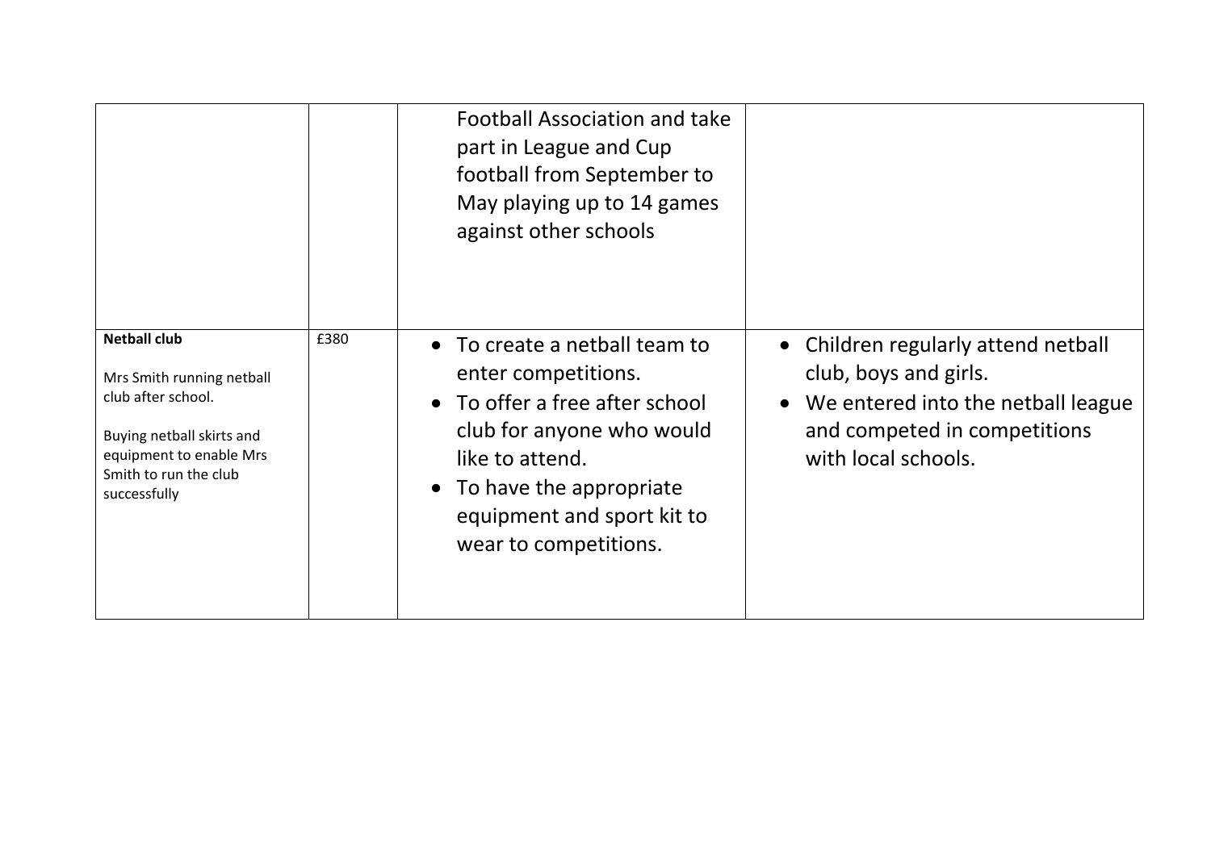| | | | |
|---|---|---|---|
| | | Football Association and take part in League and Cup football from September to May playing up to 14 games against other schools | |
| **Netball club**<br><br>Mrs Smith running netball club after school.<br><br>Buying netball skirts and equipment to enable Mrs Smith to run the club successfully | £380 | • To create a netball team to enter competitions.<br>• To offer a free after school club for anyone who would like to attend.<br>• To have the appropriate equipment and sport kit to wear to competitions. | • Children regularly attend netball club, boys and girls.<br>• We entered into the netball league and competed in competitions with local schools. |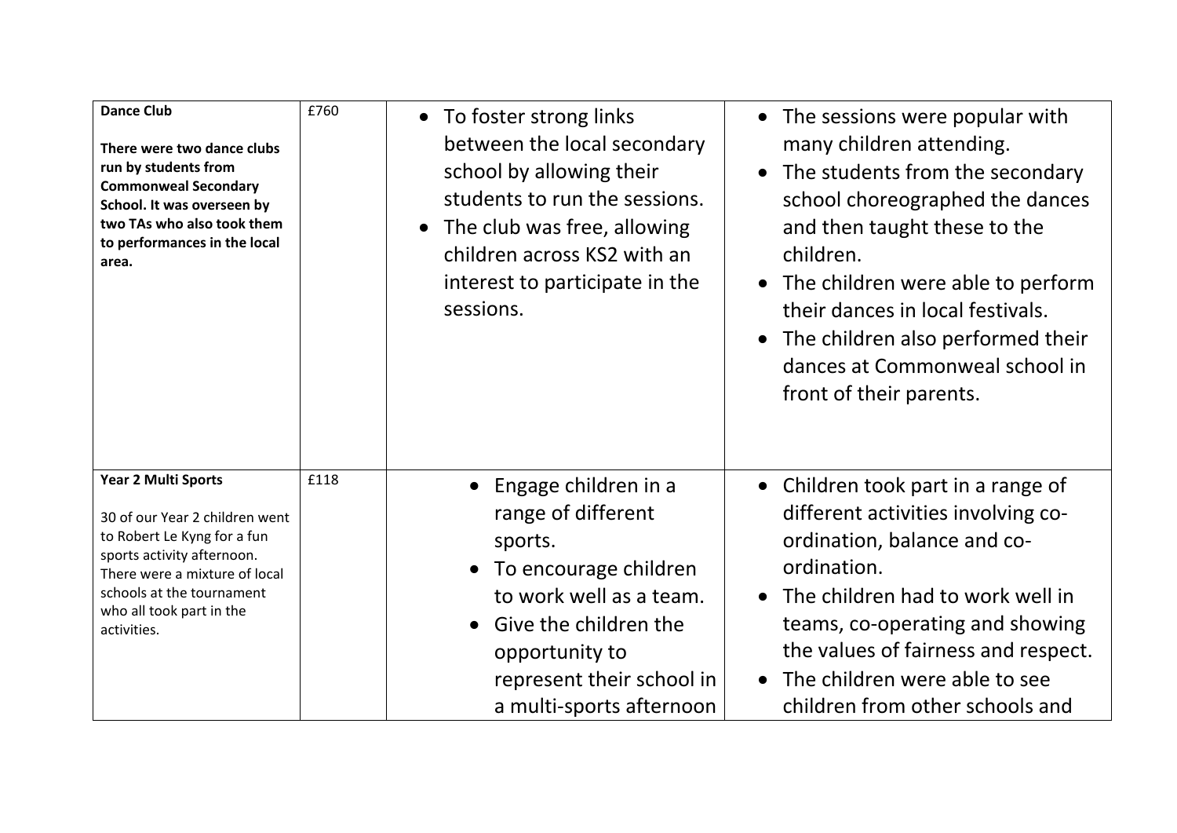| | | | |
|---|---|---|---|
| **Dance Club**<br><br>**There were two dance clubs run by students from Commonweal Secondary School. It was overseen by two TAs who also took them to performances in the local area.** | £760 | • To foster strong links between the local secondary school by allowing their students to run the sessions.<br>• The club was free, allowing children across KS2 with an interest to participate in the sessions. | • The sessions were popular with many children attending.<br>• The students from the secondary school choreographed the dances and then taught these to the children.<br>• The children were able to perform their dances in local festivals.<br>• The children also performed their dances at Commonweal school in front of their parents. |
| **Year 2 Multi Sports**<br><br>30 of our Year 2 children went to Robert Le Kyng for a fun sports activity afternoon. There were a mixture of local schools at the tournament who all took part in the activities. | £118 | • Engage children in a range of different sports.<br>• To encourage children to work well as a team.<br>• Give the children the opportunity to represent their school in a multi-sports afternoon | • Children took part in a range of different activities involving co-ordination, balance and co-ordination.<br>• The children had to work well in teams, co-operating and showing the values of fairness and respect.<br>• The children were able to see children from other schools and |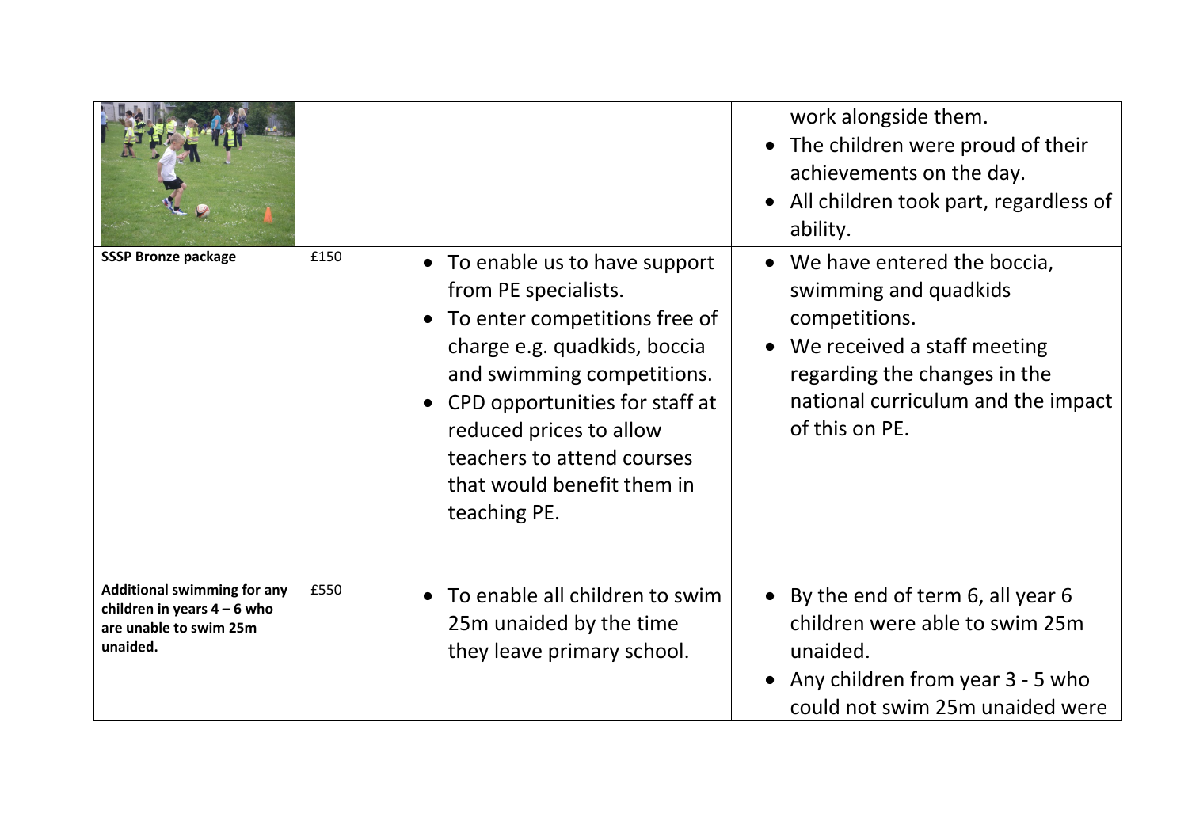| | | | |
|---|---|---|---|
| | | | work alongside them.<br>• The children were proud of their achievements on the day.<br>• All children took part, regardless of ability. |
| **SSSP Bronze package** | £150 | • To enable us to have support from PE specialists.<br>• To enter competitions free of charge e.g. quadkids, boccia and swimming competitions.<br>• CPD opportunities for staff at reduced prices to allow teachers to attend courses that would benefit them in teaching PE. | • We have entered the boccia, swimming and quadkids competitions.<br>• We received a staff meeting regarding the changes in the national curriculum and the impact of this on PE. |
| **Additional swimming for any children in years 4 – 6 who are unable to swim 25m unaided.** | £550 | • To enable all children to swim 25m unaided by the time they leave primary school. | • By the end of term 6, all year 6 children were able to swim 25m unaided.<br>• Any children from year 3 - 5 who could not swim 25m unaided were |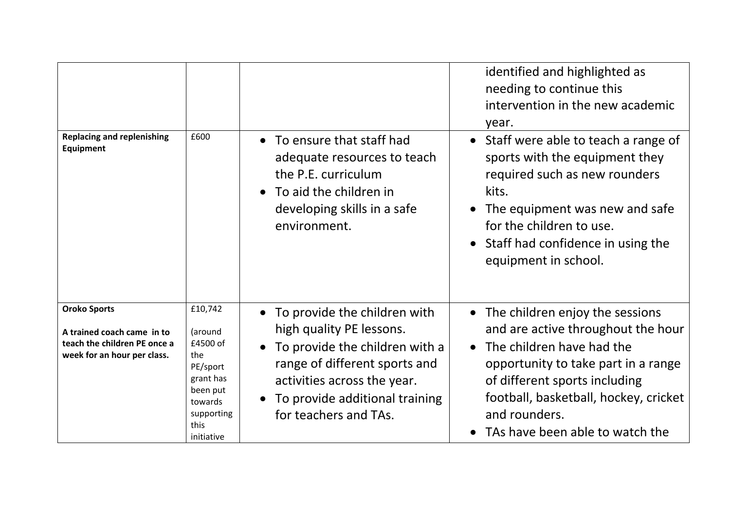| | | | |
|---|---|---|---|
| | | | identified and highlighted as needing to continue this intervention in the new academic year. |
| **Replacing and replenishing Equipment** | £600 | • To ensure that staff had adequate resources to teach the P.E. curriculum<br>• To aid the children in developing skills in a safe environment. | • Staff were able to teach a range of sports with the equipment they required such as new rounders kits.<br>• The equipment was new and safe for the children to use.<br>• Staff had confidence in using the equipment in school. |
| **Oroko Sports**<br><br>**A trained coach came in to teach the children PE once a week for an hour per class.** | £10,742<br><br>(around £4500 of the PE/sport grant has been put towards supporting this initiative | • To provide the children with high quality PE lessons.<br>• To provide the children with a range of different sports and activities across the year.<br>• To provide additional training for teachers and TAs. | • The children enjoy the sessions and are active throughout the hour<br>• The children have had the opportunity to take part in a range of different sports including football, basketball, hockey, cricket and rounders.<br>• TAs have been able to watch the |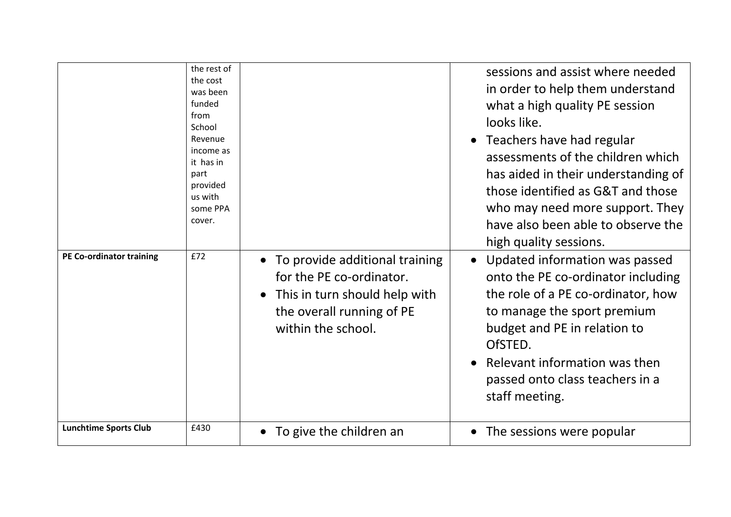| | | | |
|---|---|---|---|
| | the rest of the cost was been funded from School Revenue income as it has in part provided us with some PPA cover. | | sessions and assist where needed in order to help them understand what a high quality PE session looks like.<br>• Teachers have had regular assessments of the children which has aided in their understanding of those identified as G&T and those who may need more support. They have also been able to observe the high quality sessions. |
| **PE Co-ordinator training** | £72 | • To provide additional training for the PE co-ordinator.<br>• This in turn should help with the overall running of PE within the school. | • Updated information was passed onto the PE co-ordinator including the role of a PE co-ordinator, how to manage the sport premium budget and PE in relation to OfSTED.<br>• Relevant information was then passed onto class teachers in a staff meeting. |
| **Lunchtime Sports Club** | £430 | • To give the children an | • The sessions were popular |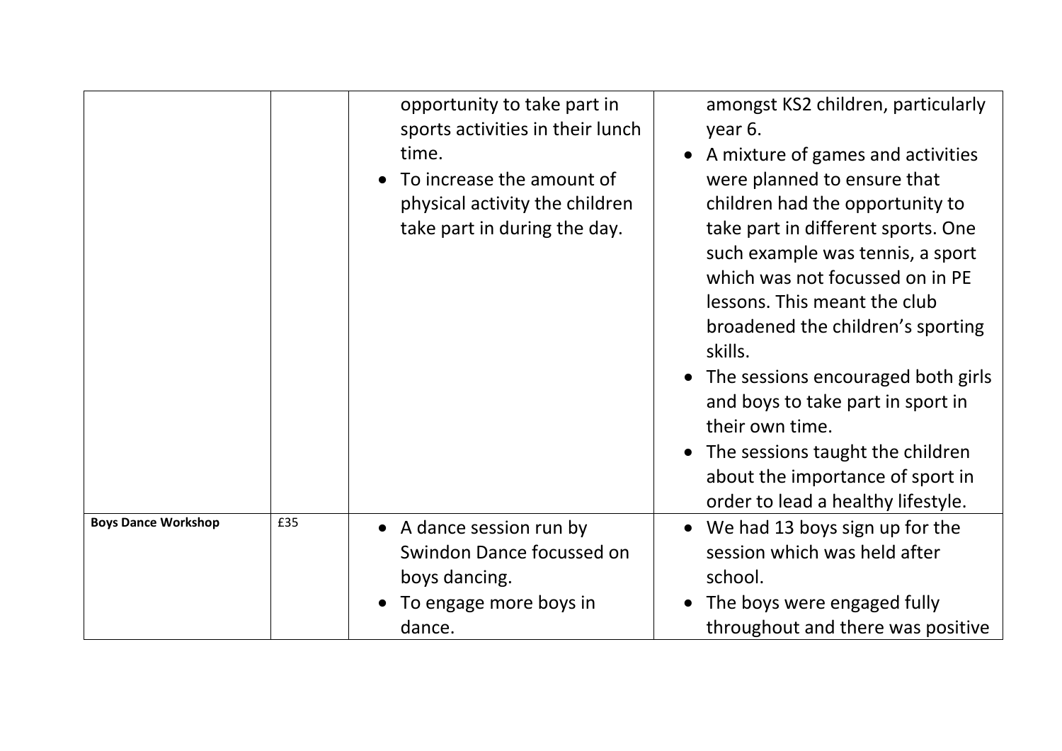| | | | |
|---|---|---|---|
| | | opportunity to take part in sports activities in their lunch time.<br>• To increase the amount of physical activity the children take part in during the day. | amongst KS2 children, particularly year 6.<br>• A mixture of games and activities were planned to ensure that children had the opportunity to take part in different sports. One such example was tennis, a sport which was not focussed on in PE lessons. This meant the club broadened the children's sporting skills.<br>• The sessions encouraged both girls and boys to take part in sport in their own time.<br>• The sessions taught the children about the importance of sport in order to lead a healthy lifestyle. |
| **Boys Dance Workshop** | £35 | • A dance session run by Swindon Dance focussed on boys dancing.<br>• To engage more boys in dance. | • We had 13 boys sign up for the session which was held after school.<br>• The boys were engaged fully throughout and there was positive |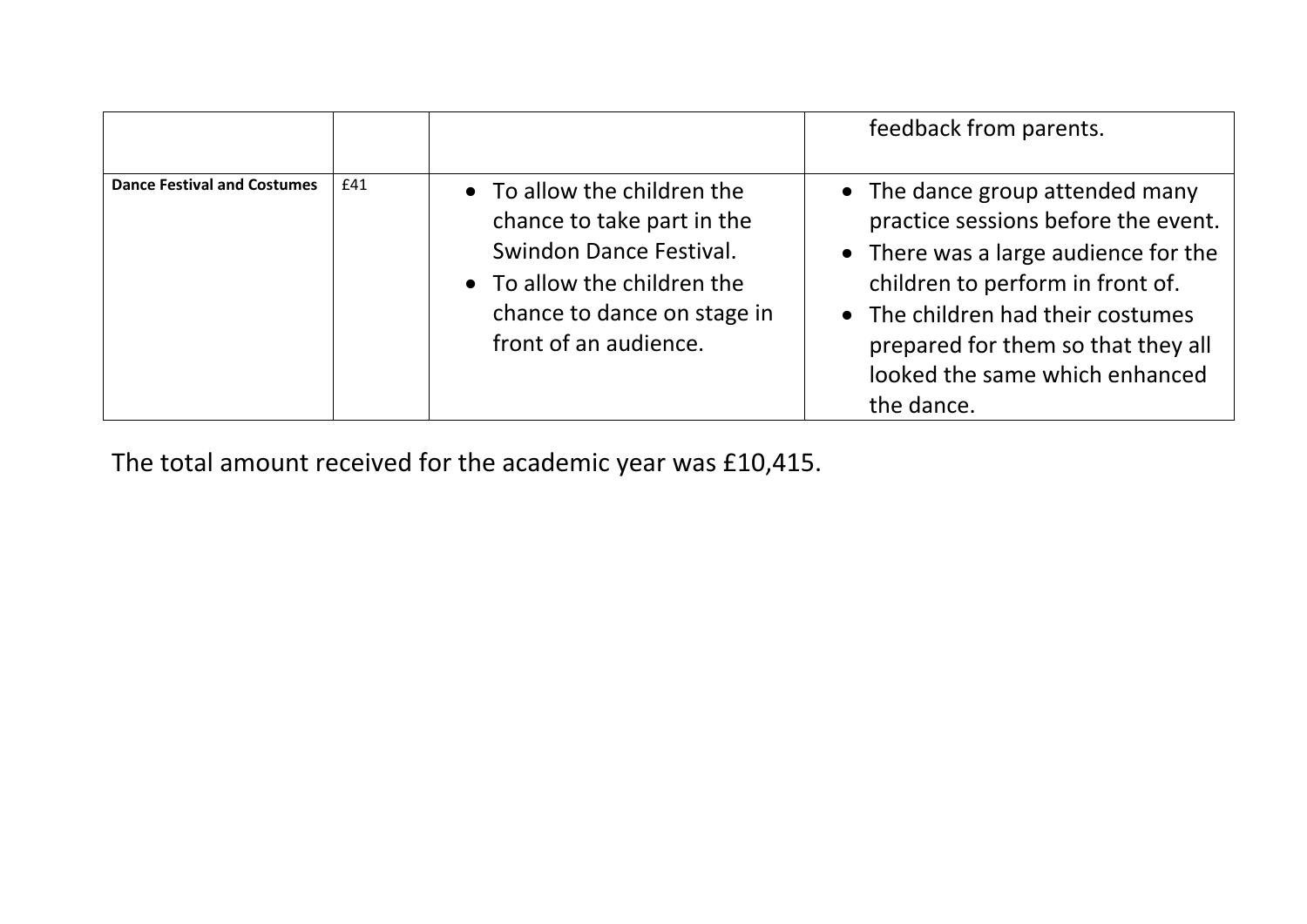| | | | |
|---|---|---|---|
| | | | feedback from parents. |
| **Dance Festival and Costumes** | £41 | • To allow the children the chance to take part in the Swindon Dance Festival.<br>• To allow the children the chance to dance on stage in front of an audience. | • The dance group attended many practice sessions before the event.<br>• There was a large audience for the children to perform in front of.<br>• The children had their costumes prepared for them so that they all looked the same which enhanced the dance. |

The total amount received for the academic year was £10,415.